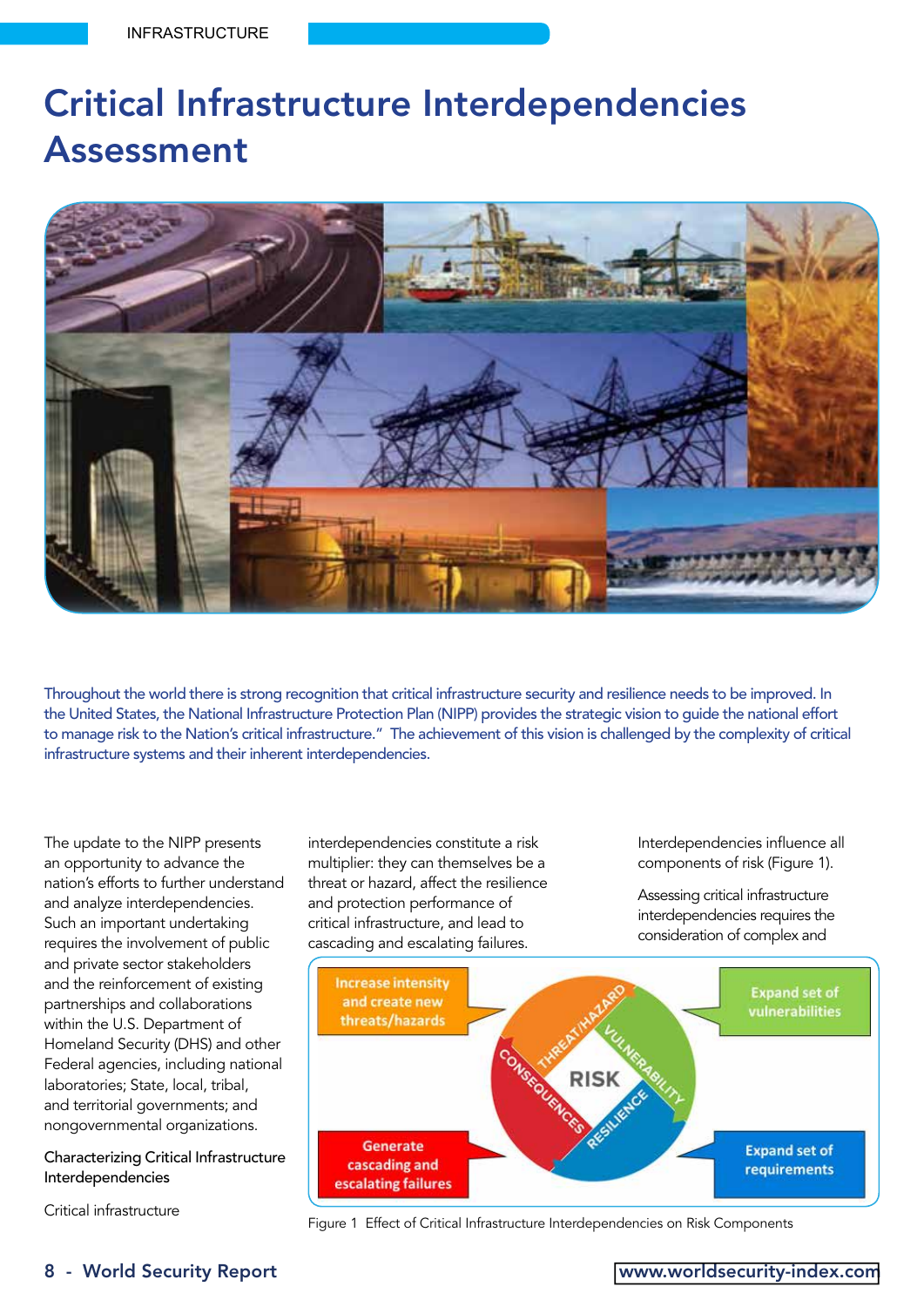# Critical Infrastructure Interdependencies Assessment

Throughout the world there is strong recognition that critical infrastructure security and resilience needs to be improved. In the United States, the National Infrastructure Protection Plan (NIPP) provides the strategic vision to guide the national effort to manage risk to the Nation's critical infrastructure." The achievement of this vision is challenged by the complexity of critical infrastructure systems and their inherent interdependencies.

The update to the NIPP presents an opportunity to advance the nation's efforts to further understand and analyze interdependencies. Such an important undertaking requires the involvement of public and private sector stakeholders and the reinforcement of existing partnerships and collaborations within the U.S. Department of Homeland Security (DHS) and other Federal agencies, including national laboratories; State, local, tribal, and territorial governments; and nongovernmental organizations.

## Characterizing Critical Infrastructure Interdependencies

Critical infrastructure interdependencies constitute a risk multiplier: they can themselves be a threat or hazard, affect the resilience and protection performance of critical infrastructure, and lead to cascading and escalating failures.

Interdependencies influence all components of risk (Figure 1).

Assessing critical infrastructure interdependencies requires the consideration of complex and

Figure 1 Effect of Critical Infrastructure Interdependencies on Risk Components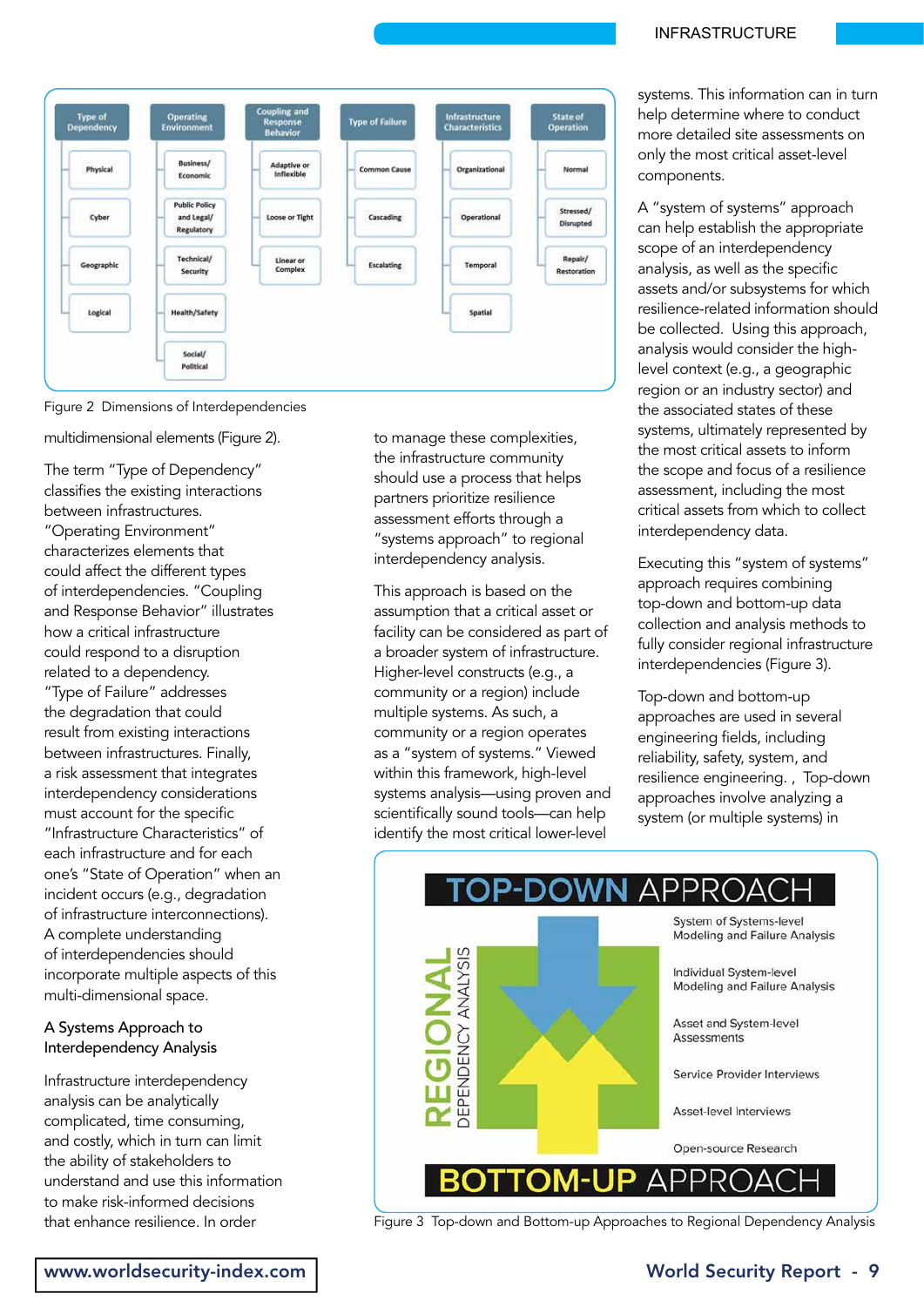| Type of Dependency | Operating Environment | Coupling and Response Behavior | Type of Failure | Infrastructure Characteristics | State of Operation |
|---|---|---|---|---|---|
| Physical | Business/ Economic | Adaptive or Inflexible | Common Cause | Organizational | Normal |
| Cyber | Public Policy and Legal/ Regulatory | Loose or Tight | Cascading | Operational | Stressed/ Disrupted |
| Geographic | Technical/ Security | Linear or Complex | Escalating | Temporal | Repair/ Restoration |
| Logical | Health/Safety | | | Spatial | |
| | Social/ Political | | | | |

Figure 2 Dimensions of Interdependencies

multidimensional elements (Figure 2).

The term "Type of Dependency" classifies the existing interactions between infrastructures. "Operating Environment" characterizes elements that could affect the different types of interdependencies. "Coupling and Response Behavior" illustrates how a critical infrastructure could respond to a disruption related to a dependency. "Type of Failure" addresses the degradation that could result from existing interactions between infrastructures. Finally, a risk assessment that integrates interdependency considerations must account for the specific "Infrastructure Characteristics" of each infrastructure and for each one's "State of Operation" when an incident occurs (e.g., degradation of infrastructure interconnections). A complete understanding of interdependencies should incorporate multiple aspects of this multi-dimensional space.

## A Systems Approach to Interdependency Analysis

Infrastructure interdependency analysis can be analytically complicated, time consuming, and costly, which in turn can limit the ability of stakeholders to understand and use this information to make risk-informed decisions that enhance resilience. In order to manage these complexities, the infrastructure community should use a process that helps partners prioritize resilience assessment efforts through a "systems approach" to regional interdependency analysis.

This approach is based on the assumption that a critical asset or facility can be considered as part of a broader system of infrastructure. Higher-level constructs (e.g., a community or a region) include multiple systems. As such, a community or a region operates as a "system of systems." Viewed within this framework, high-level systems analysis—using proven and scientifically sound tools—can help identify the most critical lower-level systems. This information can in turn help determine where to conduct more detailed site assessments on only the most critical asset-level components.

A "system of systems" approach can help establish the appropriate scope of an interdependency analysis, as well as the specific assets and/or subsystems for which resilience-related information should be collected. Using this approach, analysis would consider the high-level context (e.g., a geographic region or an industry sector) and the associated states of these systems, ultimately represented by the most critical assets to inform the scope and focus of a resilience assessment, including the most critical assets from which to collect interdependency data.

Executing this "system of systems" approach requires combining top-down and bottom-up data collection and analysis methods to fully consider regional infrastructure interdependencies (Figure 3).

Top-down and bottom-up approaches are used in several engineering fields, including reliability, safety, system, and resilience engineering. , Top-down approaches involve analyzing a system (or multiple systems) in

**TOP-DOWN APPROACH**

REGIONAL DEPENDENCY ANALYSIS

- System of Systems-level Modeling and Failure Analysis
- Individual System-level Modeling and Failure Analysis
- Asset and System-level Assessments
- Service Provider Interviews
- Asset-level Interviews
- Open-source Research

**BOTTOM-UP APPROACH**

Figure 3 Top-down and Bottom-up Approaches to Regional Dependency Analysis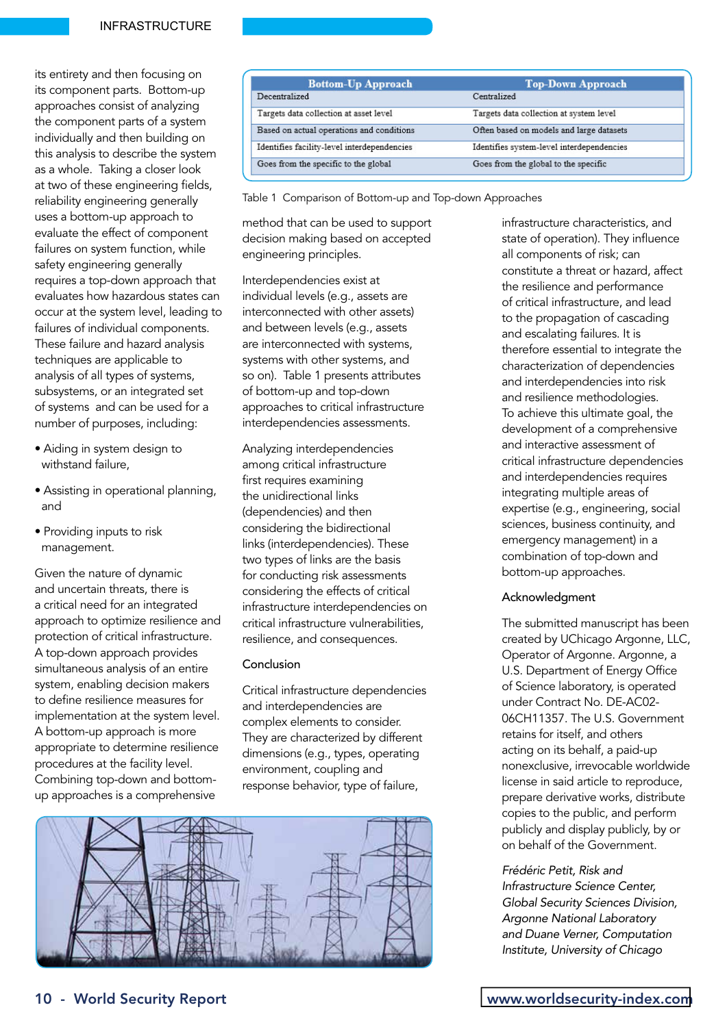its entirety and then focusing on its component parts. Bottom-up approaches consist of analyzing the component parts of a system individually and then building on this analysis to describe the system as a whole. Taking a closer look at two of these engineering fields, reliability engineering generally uses a bottom-up approach to evaluate the effect of component failures on system function, while safety engineering generally requires a top-down approach that evaluates how hazardous states can occur at the system level, leading to failures of individual components. These failure and hazard analysis techniques are applicable to analysis of all types of systems, subsystems, or an integrated set of systems and can be used for a number of purposes, including:

- Aiding in system design to withstand failure,
- Assisting in operational planning, and
- Providing inputs to risk management.

Given the nature of dynamic and uncertain threats, there is a critical need for an integrated approach to optimize resilience and protection of critical infrastructure. A top-down approach provides simultaneous analysis of an entire system, enabling decision makers to define resilience measures for implementation at the system level. A bottom-up approach is more appropriate to determine resilience procedures at the facility level. Combining top-down and bottom-up approaches is a comprehensive method that can be used to support decision making based on accepted engineering principles.

| Bottom-Up Approach | Top-Down Approach |
|---|---|
| Decentralized | Centralized |
| Targets data collection at asset level | Targets data collection at system level |
| Based on actual operations and conditions | Often based on models and large datasets |
| Identifies facility-level interdependencies | Identifies system-level interdependencies |
| Goes from the specific to the global | Goes from the global to the specific |

Table 1 Comparison of Bottom-up and Top-down Approaches

Interdependencies exist at individual levels (e.g., assets are interconnected with other assets) and between levels (e.g., assets are interconnected with systems, systems with other systems, and so on). Table 1 presents attributes of bottom-up and top-down approaches to critical infrastructure interdependencies assessments.

Analyzing interdependencies among critical infrastructure first requires examining the unidirectional links (dependencies) and then considering the bidirectional links (interdependencies). These two types of links are the basis for conducting risk assessments considering the effects of critical infrastructure interdependencies on critical infrastructure vulnerabilities, resilience, and consequences.

## Conclusion

Critical infrastructure dependencies and interdependencies are complex elements to consider. They are characterized by different dimensions (e.g., types, operating environment, coupling and response behavior, type of failure, infrastructure characteristics, and state of operation). They influence all components of risk; can constitute a threat or hazard, affect the resilience and performance of critical infrastructure, and lead to the propagation of cascading and escalating failures. It is therefore essential to integrate the characterization of dependencies and interdependencies into risk and resilience methodologies. To achieve this ultimate goal, the development of a comprehensive and interactive assessment of critical infrastructure dependencies and interdependencies requires integrating multiple areas of expertise (e.g., engineering, social sciences, business continuity, and emergency management) in a combination of top-down and bottom-up approaches.

## Acknowledgment

The submitted manuscript has been created by UChicago Argonne, LLC, Operator of Argonne. Argonne, a U.S. Department of Energy Office of Science laboratory, is operated under Contract No. DE-AC02-06CH11357. The U.S. Government retains for itself, and others acting on its behalf, a paid-up nonexclusive, irrevocable worldwide license in said article to reproduce, prepare derivative works, distribute copies to the public, and perform publicly and display publicly, by or on behalf of the Government.

*Frédéric Petit, Risk and Infrastructure Science Center, Global Security Sciences Division, Argonne National Laboratory and Duane Verner, Computation Institute, University of Chicago*